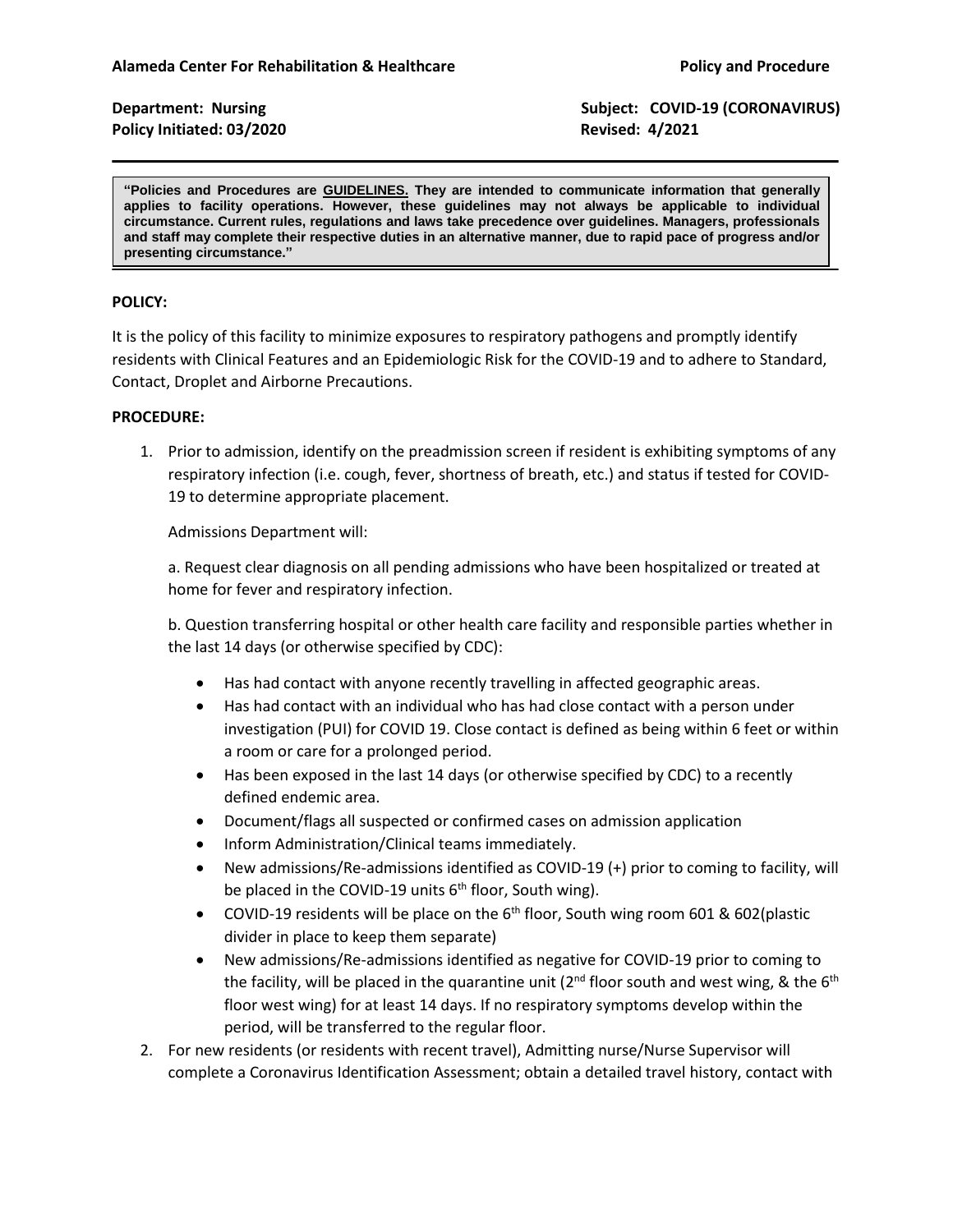**Alameda Center For Rehabilitation & Healthcare** **Policy and Procedure**

**Department: Nursing**
**Policy Initiated: 03/2020**

**Subject: COVID-19 (CORONAVIRUS)**
**Revised: 4/2021**

> **"Policies and Procedures are <u>GUIDELINES.</u> They are intended to communicate information that generally applies to facility operations. However, these guidelines may not always be applicable to individual circumstance. Current rules, regulations and laws take precedence over guidelines. Managers, professionals and staff may complete their respective duties in an alternative manner, due to rapid pace of progress and/or presenting circumstance."**

**POLICY:**

It is the policy of this facility to minimize exposures to respiratory pathogens and promptly identify residents with Clinical Features and an Epidemiologic Risk for the COVID-19 and to adhere to Standard, Contact, Droplet and Airborne Precautions.

**PROCEDURE:**

1. Prior to admission, identify on the preadmission screen if resident is exhibiting symptoms of any respiratory infection (i.e. cough, fever, shortness of breath, etc.) and status if tested for COVID-19 to determine appropriate placement.

   Admissions Department will:

   a. Request clear diagnosis on all pending admissions who have been hospitalized or treated at home for fever and respiratory infection.

   b. Question transferring hospital or other health care facility and responsible parties whether in the last 14 days (or otherwise specified by CDC):

   - Has had contact with anyone recently travelling in affected geographic areas.
   - Has had contact with an individual who has had close contact with a person under investigation (PUI) for COVID 19. Close contact is defined as being within 6 feet or within a room or care for a prolonged period.
   - Has been exposed in the last 14 days (or otherwise specified by CDC) to a recently defined endemic area.
   - Document/flags all suspected or confirmed cases on admission application
   - Inform Administration/Clinical teams immediately.
   - New admissions/Re-admissions identified as COVID-19 (+) prior to coming to facility, will be placed in the COVID-19 units 6th floor, South wing).
   - COVID-19 residents will be place on the 6th floor, South wing room 601 & 602(plastic divider in place to keep them separate)
   - New admissions/Re-admissions identified as negative for COVID-19 prior to coming to the facility, will be placed in the quarantine unit (2nd floor south and west wing, & the 6th floor west wing) for at least 14 days. If no respiratory symptoms develop within the period, will be transferred to the regular floor.

2. For new residents (or residents with recent travel), Admitting nurse/Nurse Supervisor will complete a Coronavirus Identification Assessment; obtain a detailed travel history, contact with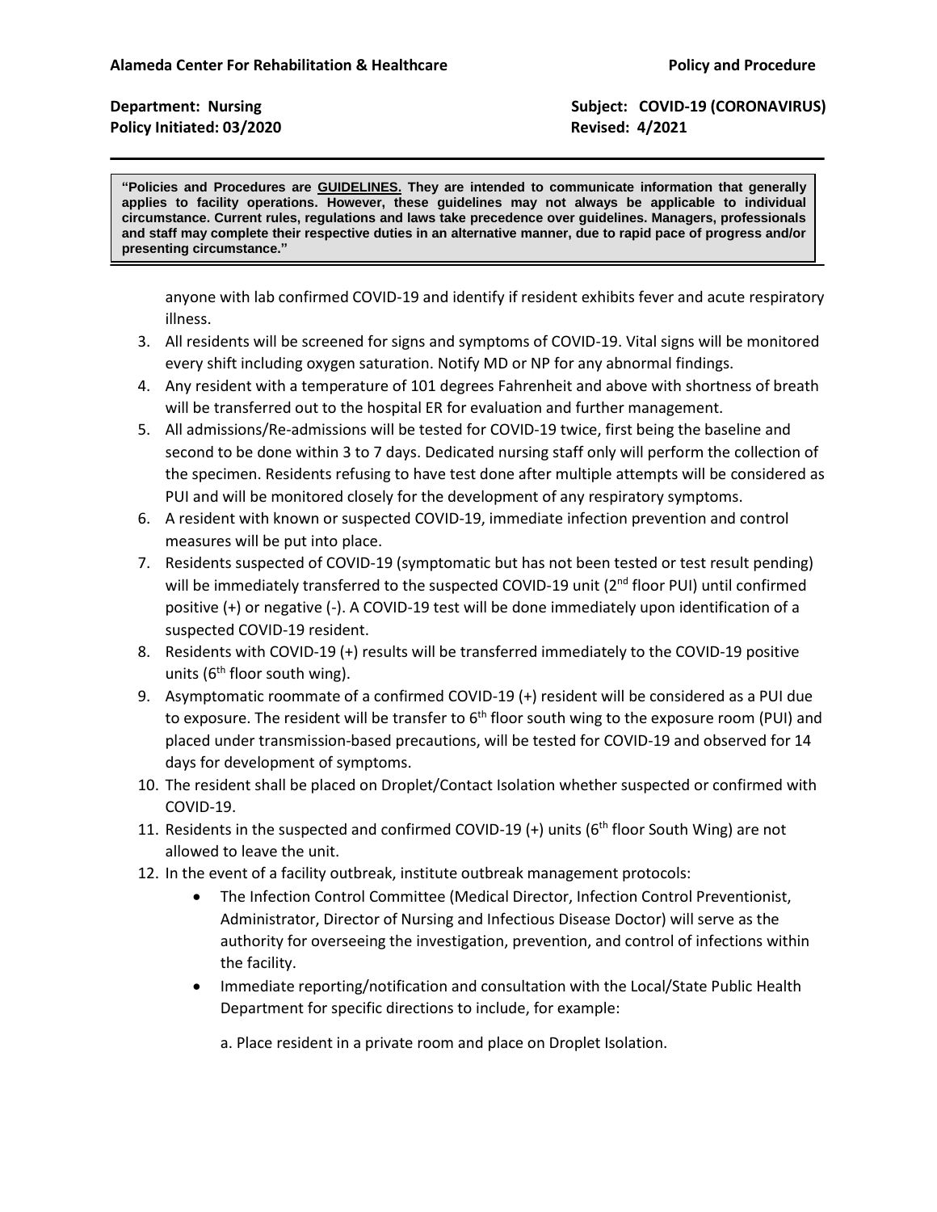anyone with lab confirmed COVID-19 and identify if resident exhibits fever and acute respiratory illness.

3. All residents will be screened for signs and symptoms of COVID-19. Vital signs will be monitored every shift including oxygen saturation. Notify MD or NP for any abnormal findings.
4. Any resident with a temperature of 101 degrees Fahrenheit and above with shortness of breath will be transferred out to the hospital ER for evaluation and further management.
5. All admissions/Re-admissions will be tested for COVID-19 twice, first being the baseline and second to be done within 3 to 7 days. Dedicated nursing staff only will perform the collection of the specimen. Residents refusing to have test done after multiple attempts will be considered as PUI and will be monitored closely for the development of any respiratory symptoms.
6. A resident with known or suspected COVID-19, immediate infection prevention and control measures will be put into place.
7. Residents suspected of COVID-19 (symptomatic but has not been tested or test result pending) will be immediately transferred to the suspected COVID-19 unit (2nd floor PUI) until confirmed positive (+) or negative (-). A COVID-19 test will be done immediately upon identification of a suspected COVID-19 resident.
8. Residents with COVID-19 (+) results will be transferred immediately to the COVID-19 positive units (6th floor south wing).
9. Asymptomatic roommate of a confirmed COVID-19 (+) resident will be considered as a PUI due to exposure. The resident will be transfer to 6th floor south wing to the exposure room (PUI) and placed under transmission-based precautions, will be tested for COVID-19 and observed for 14 days for development of symptoms.
10. The resident shall be placed on Droplet/Contact Isolation whether suspected or confirmed with COVID-19.
11. Residents in the suspected and confirmed COVID-19 (+) units (6th floor South Wing) are not allowed to leave the unit.
12. In the event of a facility outbreak, institute outbreak management protocols:
    - The Infection Control Committee (Medical Director, Infection Control Preventionist, Administrator, Director of Nursing and Infectious Disease Doctor) will serve as the authority for overseeing the investigation, prevention, and control of infections within the facility.
    - Immediate reporting/notification and consultation with the Local/State Public Health Department for specific directions to include, for example:

      a. Place resident in a private room and place on Droplet Isolation.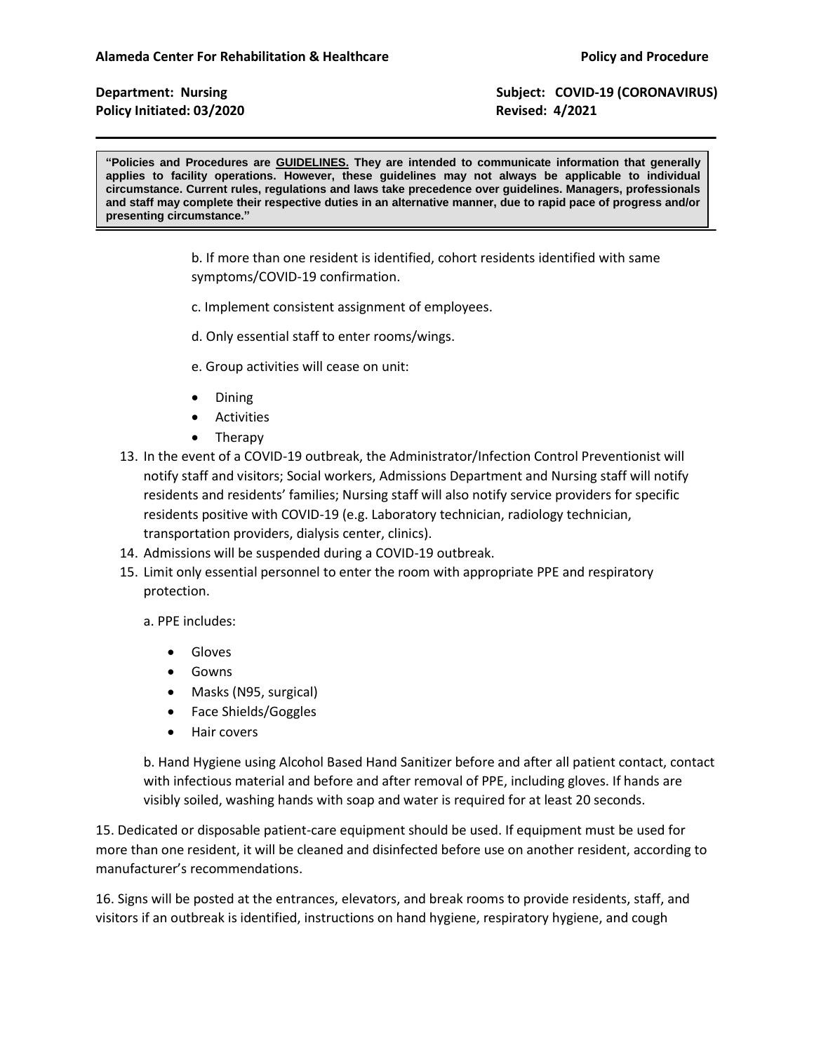b. If more than one resident is identified, cohort residents identified with same symptoms/COVID-19 confirmation.

c. Implement consistent assignment of employees.

d. Only essential staff to enter rooms/wings.

e. Group activities will cease on unit:

- Dining
- Activities
- Therapy

13. In the event of a COVID-19 outbreak, the Administrator/Infection Control Preventionist will notify staff and visitors; Social workers, Admissions Department and Nursing staff will notify residents and residents' families; Nursing staff will also notify service providers for specific residents positive with COVID-19 (e.g. Laboratory technician, radiology technician, transportation providers, dialysis center, clinics).
14. Admissions will be suspended during a COVID-19 outbreak.
15. Limit only essential personnel to enter the room with appropriate PPE and respiratory protection.

a. PPE includes:

- Gloves
- Gowns
- Masks (N95, surgical)
- Face Shields/Goggles
- Hair covers

b. Hand Hygiene using Alcohol Based Hand Sanitizer before and after all patient contact, contact with infectious material and before and after removal of PPE, including gloves. If hands are visibly soiled, washing hands with soap and water is required for at least 20 seconds.

15. Dedicated or disposable patient-care equipment should be used. If equipment must be used for more than one resident, it will be cleaned and disinfected before use on another resident, according to manufacturer's recommendations.

16. Signs will be posted at the entrances, elevators, and break rooms to provide residents, staff, and visitors if an outbreak is identified, instructions on hand hygiene, respiratory hygiene, and cough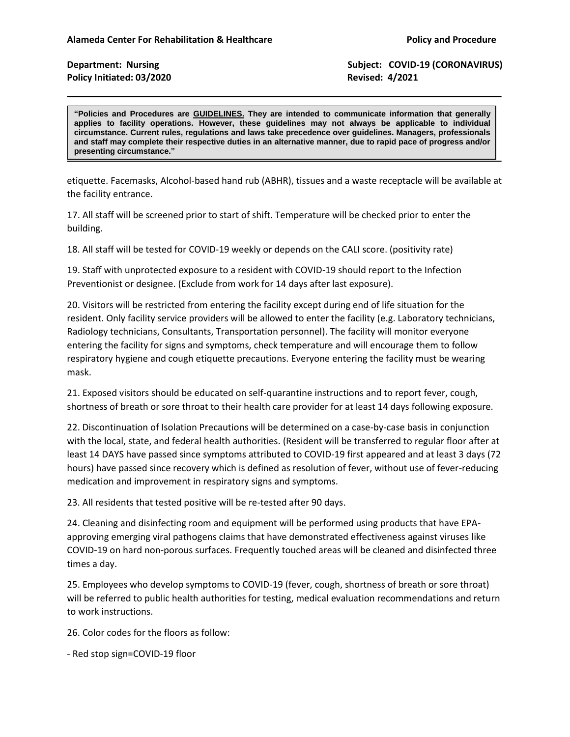etiquette. Facemasks, Alcohol-based hand rub (ABHR), tissues and a waste receptacle will be available at the facility entrance.

17. All staff will be screened prior to start of shift. Temperature will be checked prior to enter the building.

18. All staff will be tested for COVID-19 weekly or depends on the CALI score. (positivity rate)

19. Staff with unprotected exposure to a resident with COVID-19 should report to the Infection Preventionist or designee. (Exclude from work for 14 days after last exposure).

20. Visitors will be restricted from entering the facility except during end of life situation for the resident. Only facility service providers will be allowed to enter the facility (e.g. Laboratory technicians, Radiology technicians, Consultants, Transportation personnel). The facility will monitor everyone entering the facility for signs and symptoms, check temperature and will encourage them to follow respiratory hygiene and cough etiquette precautions. Everyone entering the facility must be wearing mask.

21. Exposed visitors should be educated on self-quarantine instructions and to report fever, cough, shortness of breath or sore throat to their health care provider for at least 14 days following exposure.

22. Discontinuation of Isolation Precautions will be determined on a case-by-case basis in conjunction with the local, state, and federal health authorities. (Resident will be transferred to regular floor after at least 14 DAYS have passed since symptoms attributed to COVID-19 first appeared and at least 3 days (72 hours) have passed since recovery which is defined as resolution of fever, without use of fever-reducing medication and improvement in respiratory signs and symptoms.

23. All residents that tested positive will be re-tested after 90 days.

24. Cleaning and disinfecting room and equipment will be performed using products that have EPA-approving emerging viral pathogens claims that have demonstrated effectiveness against viruses like COVID-19 on hard non-porous surfaces. Frequently touched areas will be cleaned and disinfected three times a day.

25. Employees who develop symptoms to COVID-19 (fever, cough, shortness of breath or sore throat) will be referred to public health authorities for testing, medical evaluation recommendations and return to work instructions.

26. Color codes for the floors as follow:

- Red stop sign=COVID-19 floor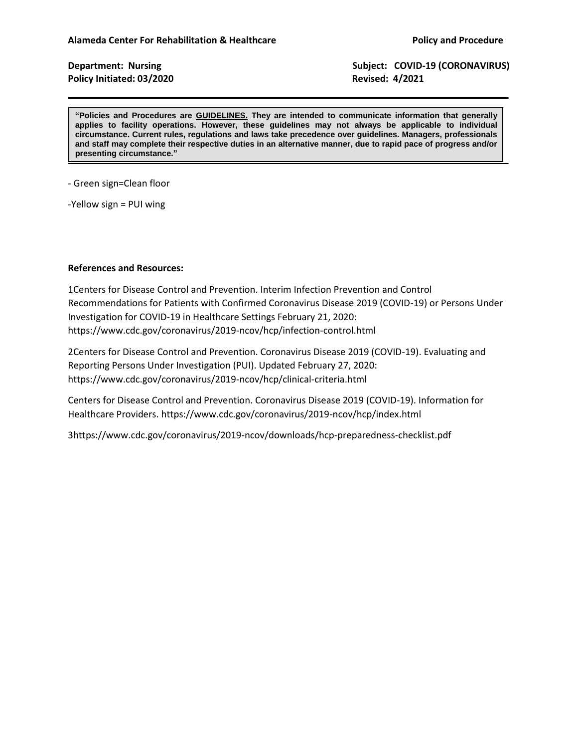**"Policies and Procedures are GUIDELINES. They are intended to communicate information that generally applies to facility operations. However, these guidelines may not always be applicable to individual circumstance. Current rules, regulations and laws take precedence over guidelines. Managers, professionals and staff may complete their respective duties in an alternative manner, due to rapid pace of progress and/or presenting circumstance."**

- Green sign=Clean floor

-Yellow sign = PUI wing

**References and Resources:**

1Centers for Disease Control and Prevention. Interim Infection Prevention and Control Recommendations for Patients with Confirmed Coronavirus Disease 2019 (COVID-19) or Persons Under Investigation for COVID-19 in Healthcare Settings February 21, 2020: https://www.cdc.gov/coronavirus/2019-ncov/hcp/infection-control.html

2Centers for Disease Control and Prevention. Coronavirus Disease 2019 (COVID-19). Evaluating and Reporting Persons Under Investigation (PUI). Updated February 27, 2020: https://www.cdc.gov/coronavirus/2019-ncov/hcp/clinical-criteria.html

Centers for Disease Control and Prevention. Coronavirus Disease 2019 (COVID-19). Information for Healthcare Providers. https://www.cdc.gov/coronavirus/2019-ncov/hcp/index.html

3https://www.cdc.gov/coronavirus/2019-ncov/downloads/hcp-preparedness-checklist.pdf